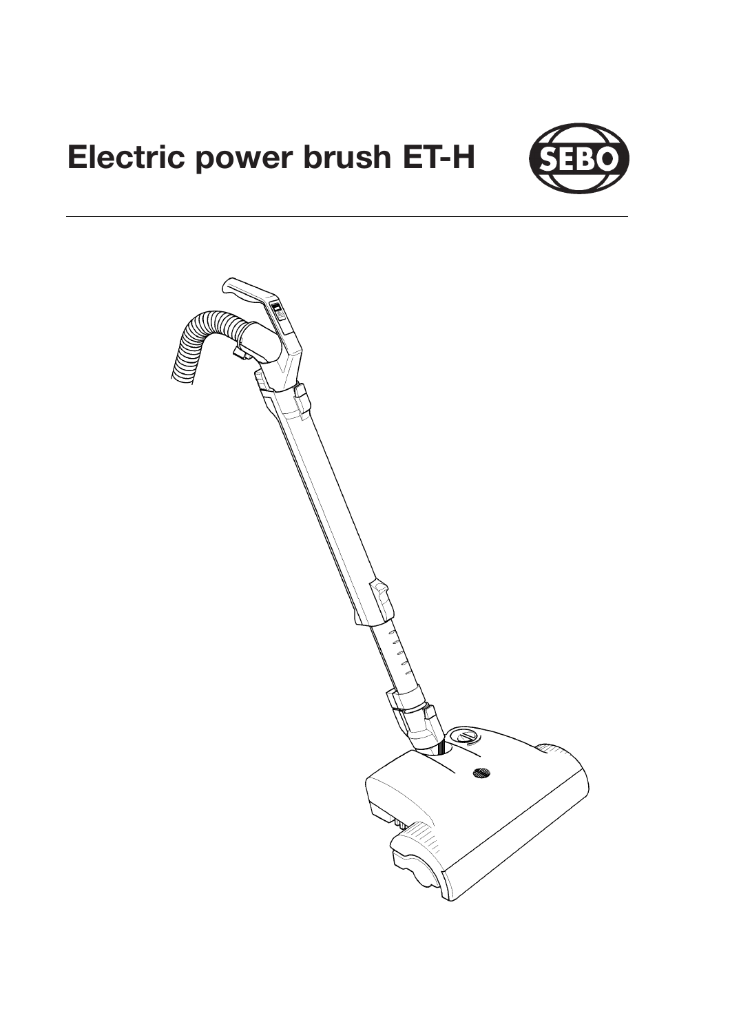# Electric power brush ET-H

SEBO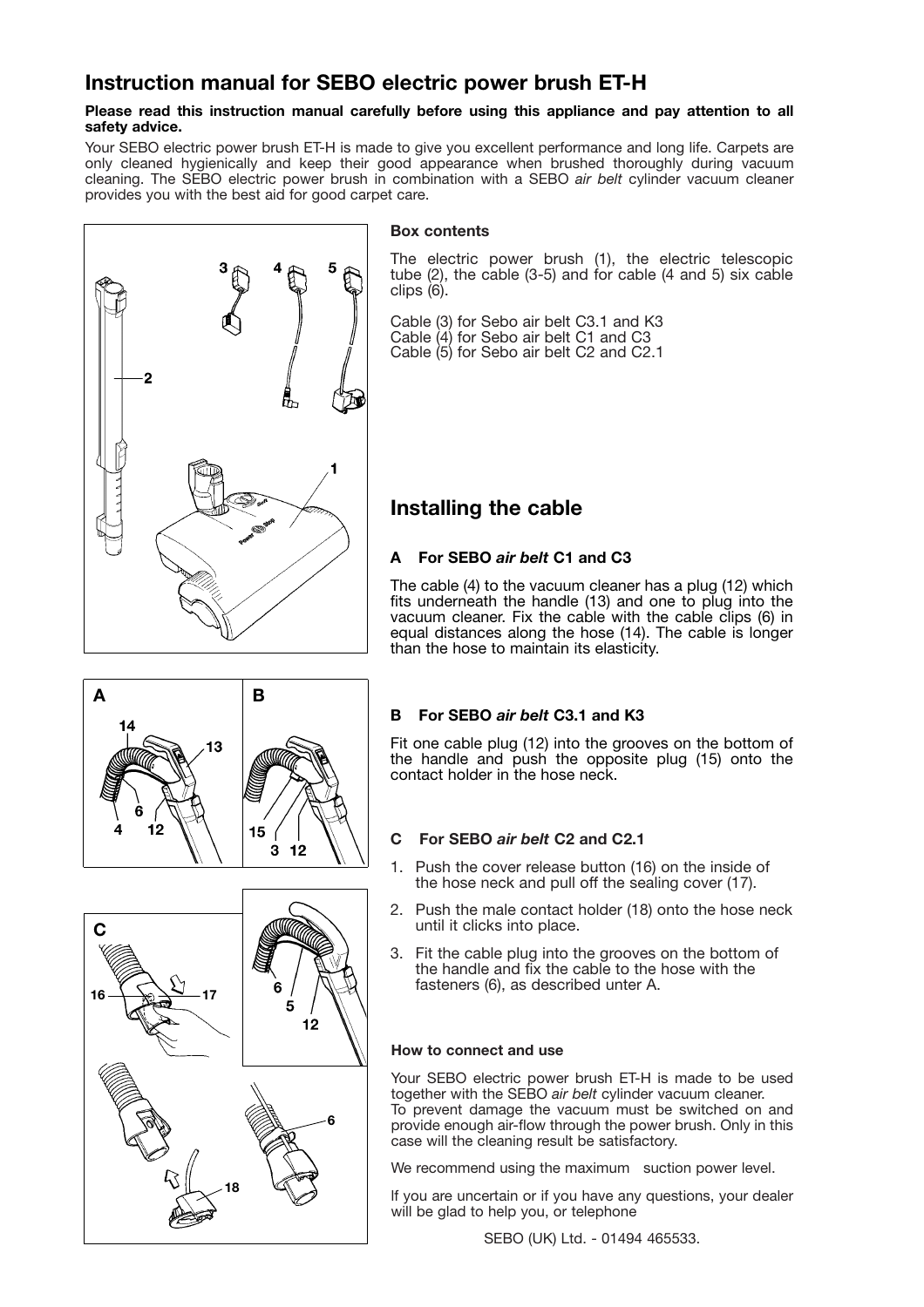# Instruction manual for SEBO electric power brush ET-H

**Please read this instruction manual carefully before using this appliance and pay attention to all safety advice.**

Your SEBO electric power brush ET-H is made to give you excellent performance and long life. Carpets are only cleaned hygienically and keep their good appearance when brushed thoroughly during vacuum cleaning. The SEBO electric power brush in combination with a SEBO *air belt* cylinder vacuum cleaner provides you with the best aid for good carpet care.

### Box contents

The electric power brush (1), the electric telescopic tube (2), the cable (3-5) and for cable (4 and 5) six cable clips (6).

Cable (3) for Sebo air belt C3.1 and K3
Cable (4) for Sebo air belt C1 and C3
Cable (5) for Sebo air belt C2 and C2.1

## Installing the cable

### A For SEBO *air belt* C1 and C3

The cable (4) to the vacuum cleaner has a plug (12) which fits underneath the handle (13) and one to plug into the vacuum cleaner. Fix the cable with the cable clips (6) in equal distances along the hose (14). The cable is longer than the hose to maintain its elasticity.

### B For SEBO *air belt* C3.1 and K3

Fit one cable plug (12) into the grooves on the bottom of the handle and push the opposite plug (15) onto the contact holder in the hose neck.

### C For SEBO *air belt* C2 and C2.1

1. Push the cover release button (16) on the inside of the hose neck and pull off the sealing cover (17).
2. Push the male contact holder (18) onto the hose neck until it clicks into place.
3. Fit the cable plug into the grooves on the bottom of the handle and fix the cable to the hose with the fasteners (6), as described unter A.

### How to connect and use

Your SEBO electric power brush ET-H is made to be used together with the SEBO *air belt* cylinder vacuum cleaner.
To prevent damage the vacuum must be switched on and provide enough air-flow through the power brush. Only in this case will the cleaning result be satisfactory.

We recommend using the maximum suction power level.

If you are uncertain or if you have any questions, your dealer will be glad to help you, or telephone

SEBO (UK) Ltd. - 01494 465533.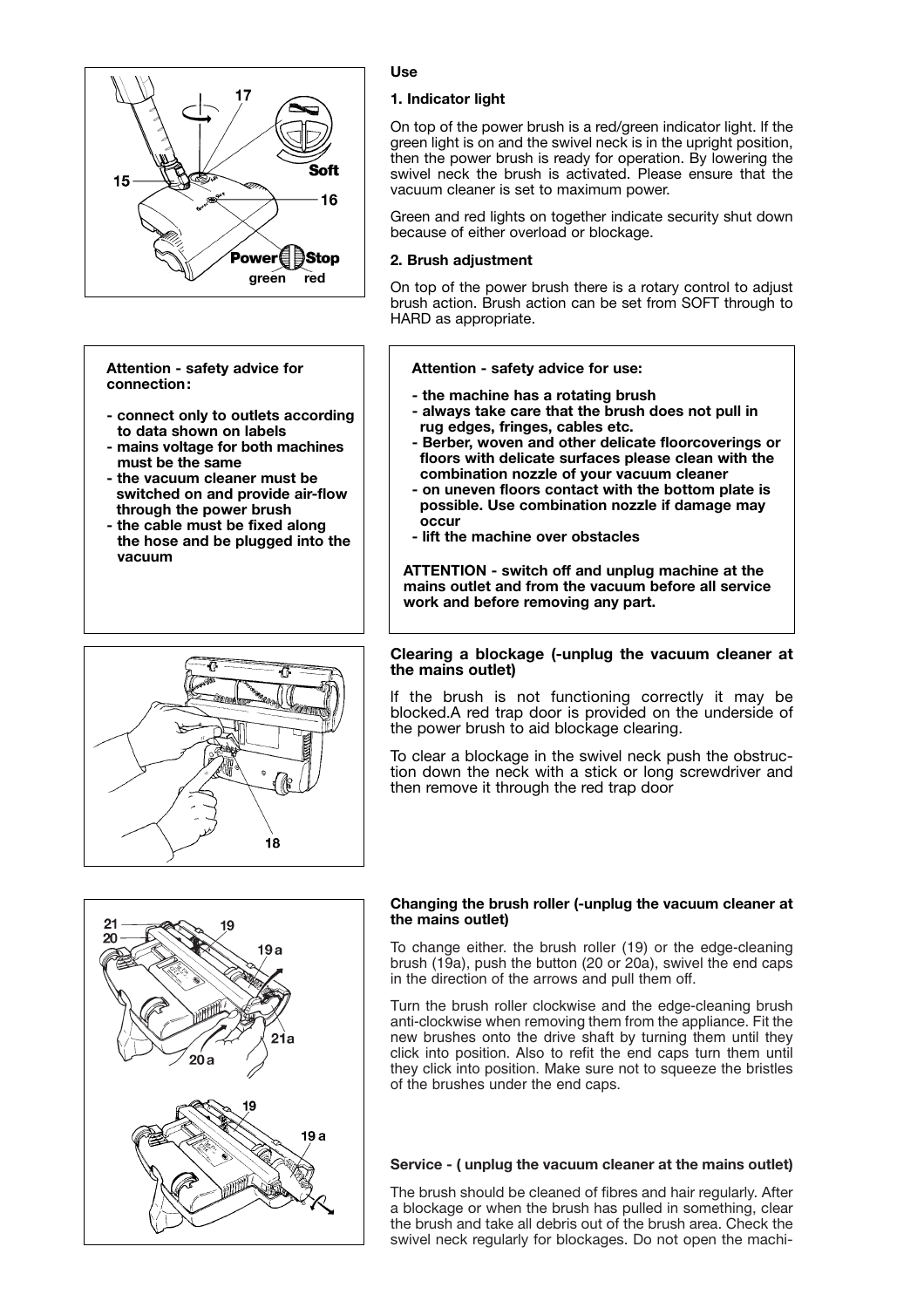## Use

### 1. Indicator light

On top of the power brush is a red/green indicator light. If the green light is on and the swivel neck is in the upright position, then the power brush is ready for operation. By lowering the swivel neck the brush is activated. Please ensure that the vacuum cleaner is set to maximum power.

Green and red lights on together indicate security shut down because of either overload or blockage.

### 2. Brush adjustment

On top of the power brush there is a rotary control to adjust brush action. Brush action can be set from SOFT through to HARD as appropriate.

**Attention - safety advice for connection:**

- **connect only to outlets according to data shown on labels**
- **mains voltage for both machines must be the same**
- **the vacuum cleaner must be switched on and provide air-flow through the power brush**
- **the cable must be fixed along the hose and be plugged into the vacuum**

**Attention - safety advice for use:**

- **the machine has a rotating brush**
- **always take care that the brush does not pull in rug edges, fringes, cables etc.**
- **Berber, woven and other delicate floorcoverings or floors with delicate surfaces please clean with the combination nozzle of your vacuum cleaner**
- **on uneven floors contact with the bottom plate is possible. Use combination nozzle if damage may occur**
- **lift the machine over obstacles**

**ATTENTION - switch off and unplug machine at the mains outlet and from the vacuum before all service work and before removing any part.**

### Clearing a blockage (-unplug the vacuum cleaner at the mains outlet)

If the brush is not functioning correctly it may be blocked.A red trap door is provided on the underside of the power brush to aid blockage clearing.

To clear a blockage in the swivel neck push the obstruction down the neck with a stick or long screwdriver and then remove it through the red trap door

### Changing the brush roller (-unplug the vacuum cleaner at the mains outlet)

To change either. the brush roller (19) or the edge-cleaning brush (19a), push the button (20 or 20a), swivel the end caps in the direction of the arrows and pull them off.

Turn the brush roller clockwise and the edge-cleaning brush anti-clockwise when removing them from the appliance. Fit the new brushes onto the drive shaft by turning them until they click into position. Also to refit the end caps turn them until they click into position. Make sure not to squeeze the bristles of the brushes under the end caps.

### Service - ( unplug the vacuum cleaner at the mains outlet)

The brush should be cleaned of fibres and hair regularly. After a blockage or when the brush has pulled in something, clear the brush and take all debris out of the brush area. Check the swivel neck regularly for blockages. Do not open the machi-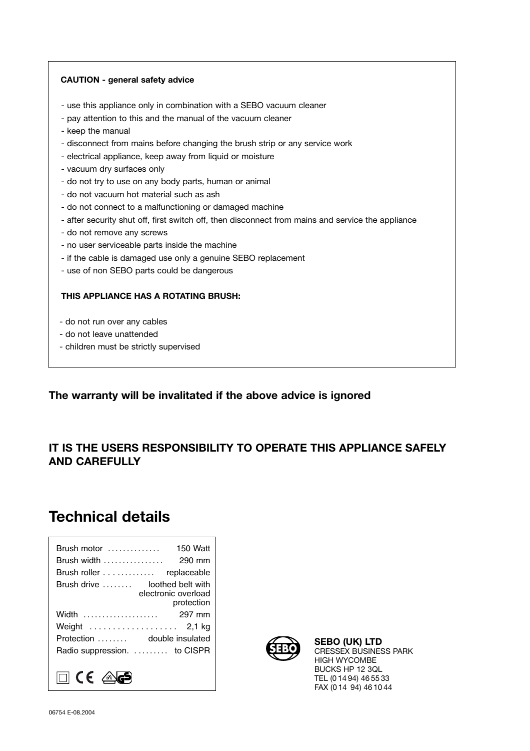**CAUTION - general safety advice**

- use this appliance only in combination with a SEBO vacuum cleaner
- pay attention to this and the manual of the vacuum cleaner
- keep the manual
- disconnect from mains before changing the brush strip or any service work
- electrical appliance, keep away from liquid or moisture
- vacuum dry surfaces only
- do not try to use on any body parts, human or animal
- do not vacuum hot material such as ash
- do not connect to a malfunctioning or damaged machine
- after security shut off, first switch off, then disconnect from mains and service the appliance
- do not remove any screws
- no user serviceable parts inside the machine
- if the cable is damaged use only a genuine SEBO replacement
- use of non SEBO parts could be dangerous

**THIS APPLIANCE HAS A ROTATING BRUSH:**

- do not run over any cables
- do not leave unattended
- children must be strictly supervised

**The warranty will be invalitated if the above advice is ignored**

**IT IS THE USERS RESPONSIBILITY TO OPERATE THIS APPLIANCE SAFELY AND CAREFULLY**

# Technical details

| | |
|---|---|
| Brush motor | 150 Watt |
| Brush width | 290 mm |
| Brush roller | replaceable |
| Brush drive | loothed belt with electronic overload protection |
| Width | 297 mm |
| Weight | 2,1 kg |
| Protection | double insulated |
| Radio suppression. | to CISPR |

**SEBO (UK) LTD**
CRESSEX BUSINESS PARK
HIGH WYCOMBE
BUCKS HP 12 3QL
TEL (0 14 94) 46 55 33
FAX (0 14 94) 46 10 44

06754 E-08.2004